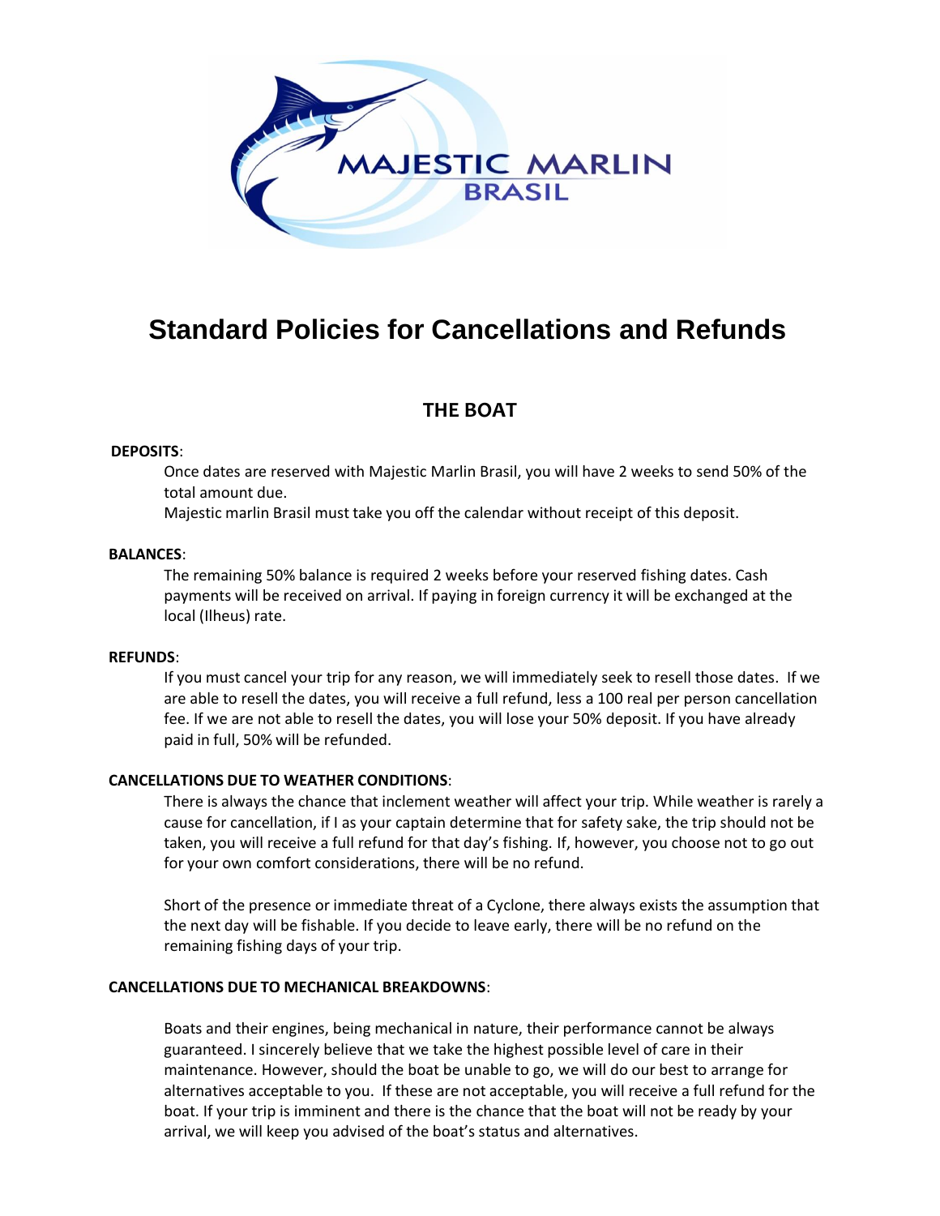MAJESTIC MARLIN BRASIL

# Standard Policies for Cancellations and Refunds

## THE BOAT

**DEPOSITS**:

Once dates are reserved with Majestic Marlin Brasil, you will have 2 weeks to send 50% of the total amount due.

Majestic marlin Brasil must take you off the calendar without receipt of this deposit.

**BALANCES**:

The remaining 50% balance is required 2 weeks before your reserved fishing dates. Cash payments will be received on arrival. If paying in foreign currency it will be exchanged at the local (Ilheus) rate.

**REFUNDS**:

If you must cancel your trip for any reason, we will immediately seek to resell those dates. If we are able to resell the dates, you will receive a full refund, less a 100 real per person cancellation fee. If we are not able to resell the dates, you will lose your 50% deposit. If you have already paid in full, 50% will be refunded.

**CANCELLATIONS DUE TO WEATHER CONDITIONS**:

There is always the chance that inclement weather will affect your trip. While weather is rarely a cause for cancellation, if I as your captain determine that for safety sake, the trip should not be taken, you will receive a full refund for that day's fishing. If, however, you choose not to go out for your own comfort considerations, there will be no refund.

Short of the presence or immediate threat of a Cyclone, there always exists the assumption that the next day will be fishable. If you decide to leave early, there will be no refund on the remaining fishing days of your trip.

**CANCELLATIONS DUE TO MECHANICAL BREAKDOWNS**:

Boats and their engines, being mechanical in nature, their performance cannot be always guaranteed. I sincerely believe that we take the highest possible level of care in their maintenance. However, should the boat be unable to go, we will do our best to arrange for alternatives acceptable to you. If these are not acceptable, you will receive a full refund for the boat. If your trip is imminent and there is the chance that the boat will not be ready by your arrival, we will keep you advised of the boat's status and alternatives.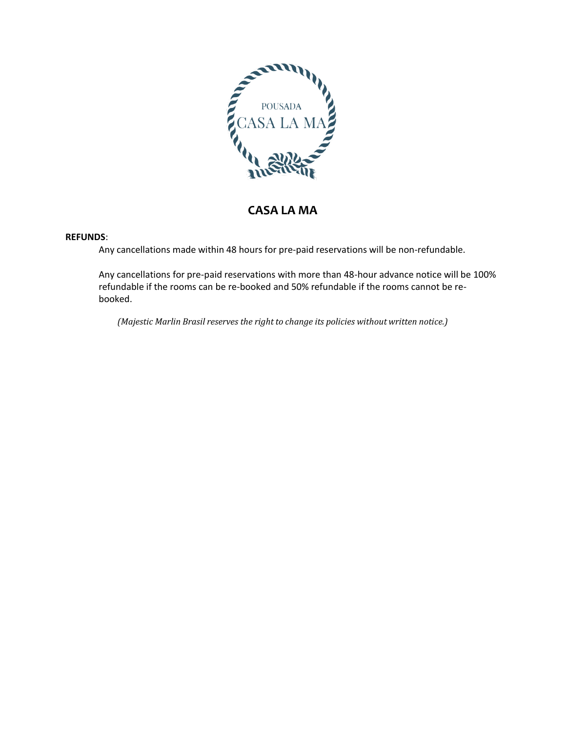POUSADA
CASA LA MA

## CASA LA MA

**REFUNDS**:

Any cancellations made within 48 hours for pre-paid reservations will be non-refundable.

Any cancellations for pre-paid reservations with more than 48-hour advance notice will be 100% refundable if the rooms can be re-booked and 50% refundable if the rooms cannot be re-booked.

*(Majestic Marlin Brasil reserves the right to change its policies without written notice.)*